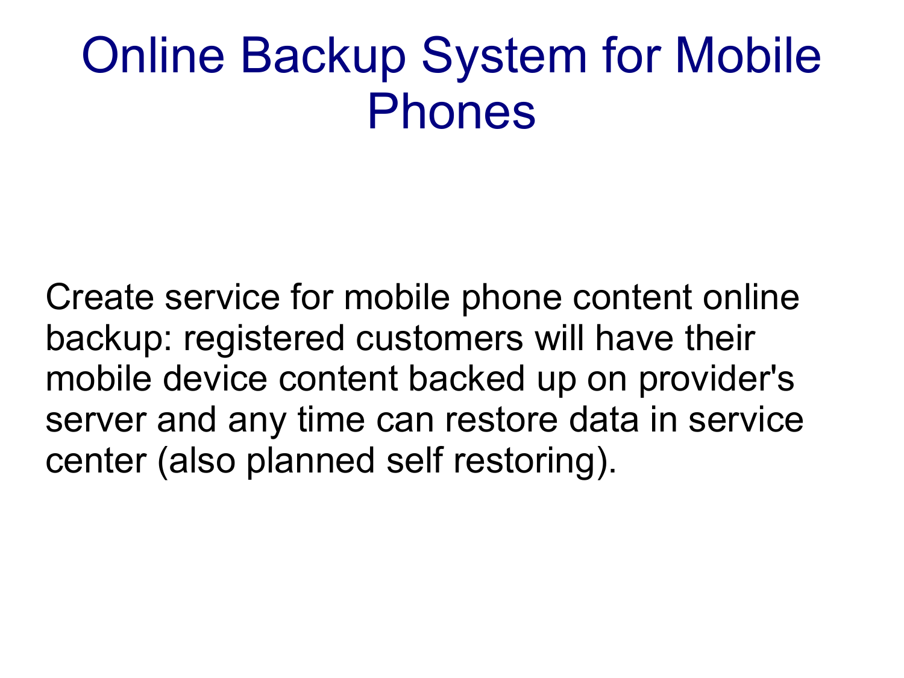# Online Backup System for Mobile Phones

Create service for mobile phone content online backup: registered customers will have their mobile device content backed up on provider's server and any time can restore data in service center (also planned self restoring).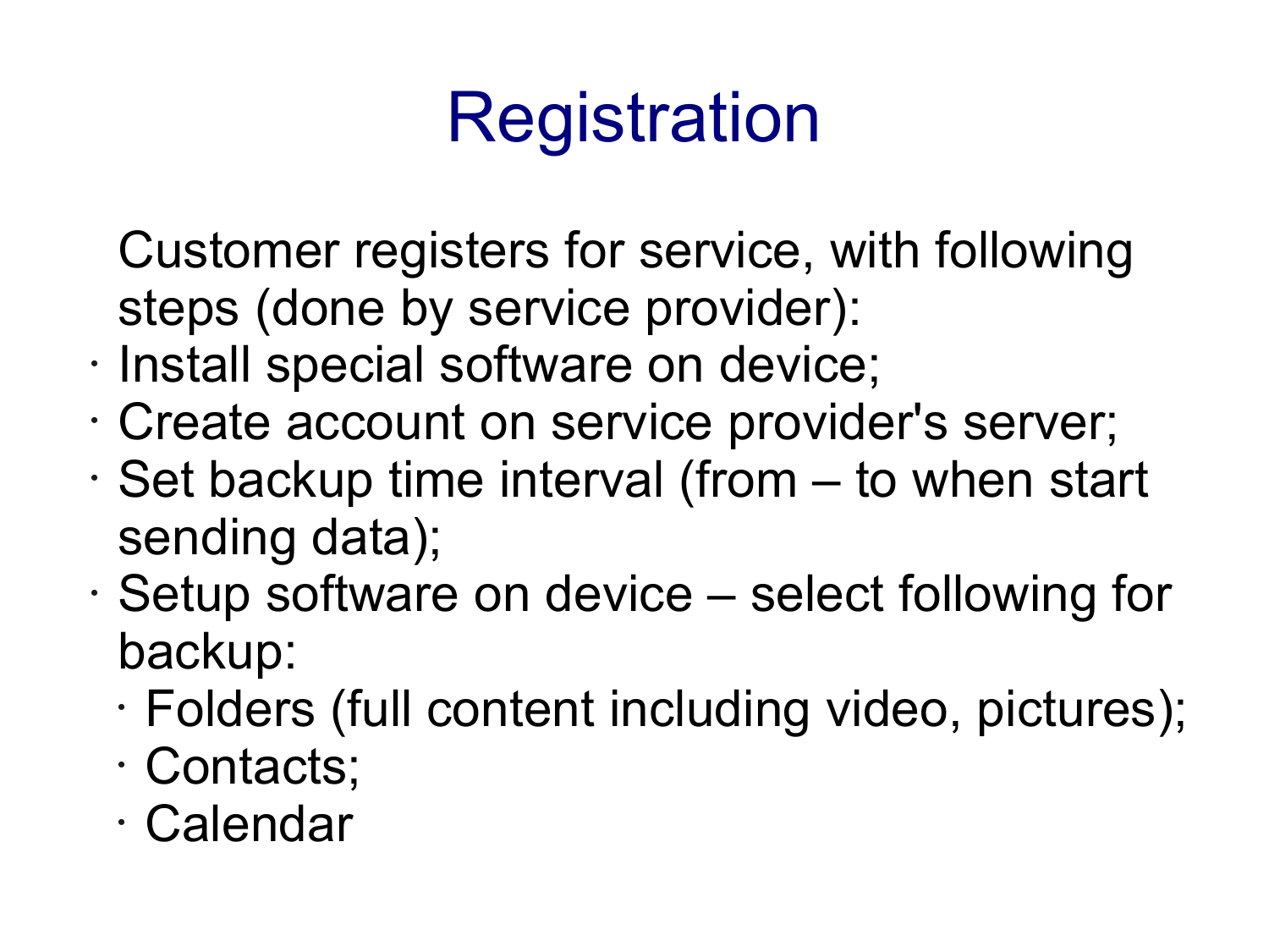# Registration

Customer registers for service, with following steps (done by service provider):

- Install special software on device;
- Create account on service provider's server;
- Set backup time interval (from – to when start sending data);
- Setup software on device – select following for backup:
  - Folders (full content including video, pictures);
  - Contacts;
  - Calendar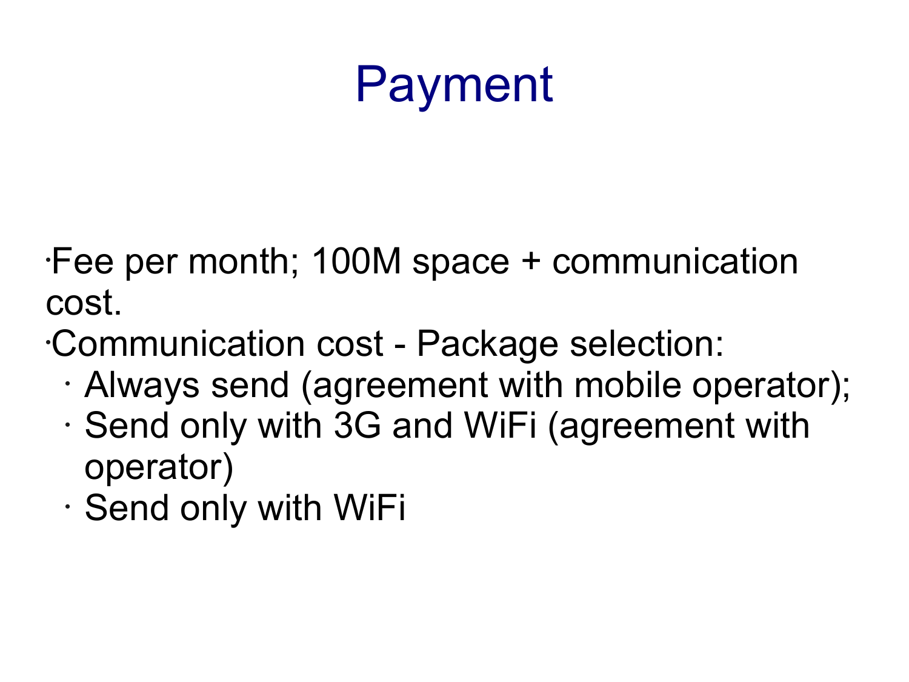# Payment

- Fee per month; 100M space + communication cost.
- Communication cost - Package selection:
  - Always send (agreement with mobile operator);
  - Send only with 3G and WiFi (agreement with operator)
  - Send only with WiFi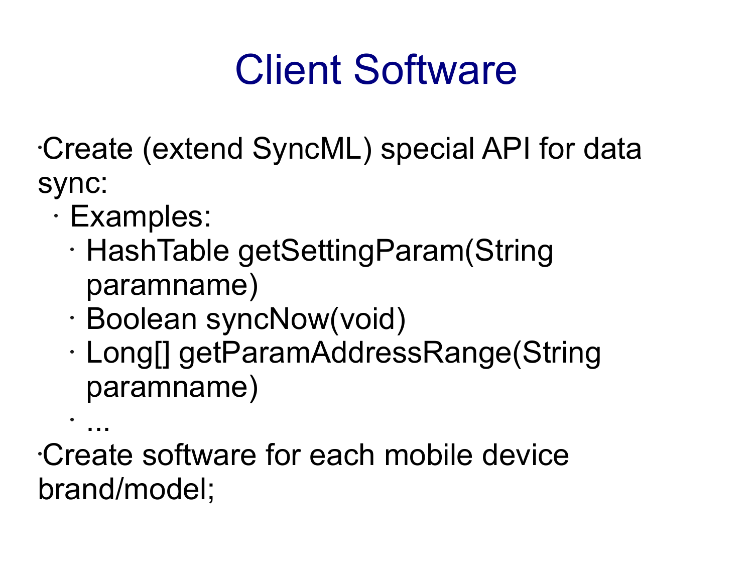# Client Software

- Create (extend SyncML) special API for data sync:
  - Examples:
    - HashTable getSettingParam(String paramname)
    - Boolean syncNow(void)
    - Long[] getParamAddressRange(String paramname)
    - ...
- Create software for each mobile device brand/model;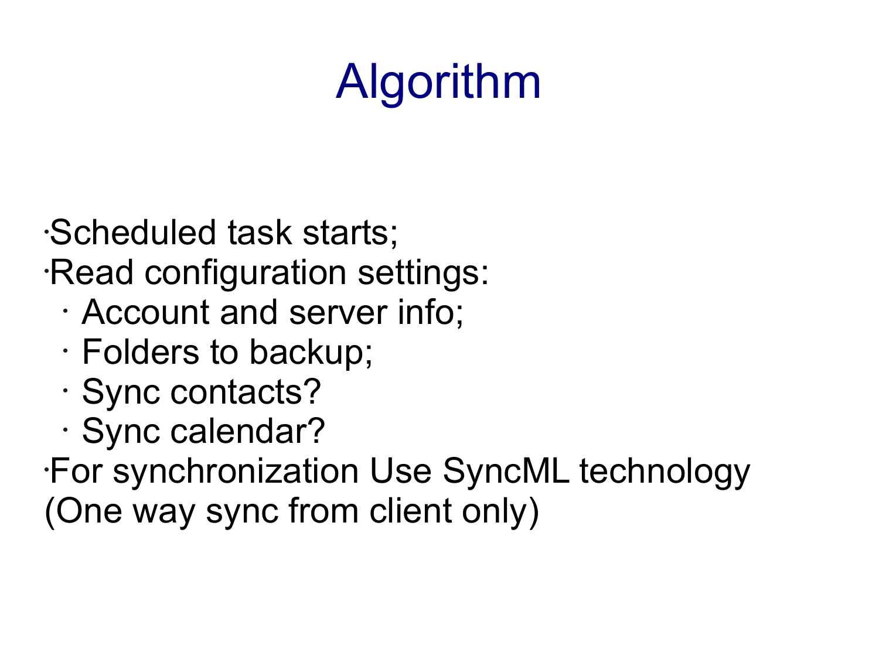# Algorithm

- Scheduled task starts;
- Read configuration settings:
  - Account and server info;
  - Folders to backup;
  - Sync contacts?
  - Sync calendar?
- For synchronization Use SyncML technology (One way sync from client only)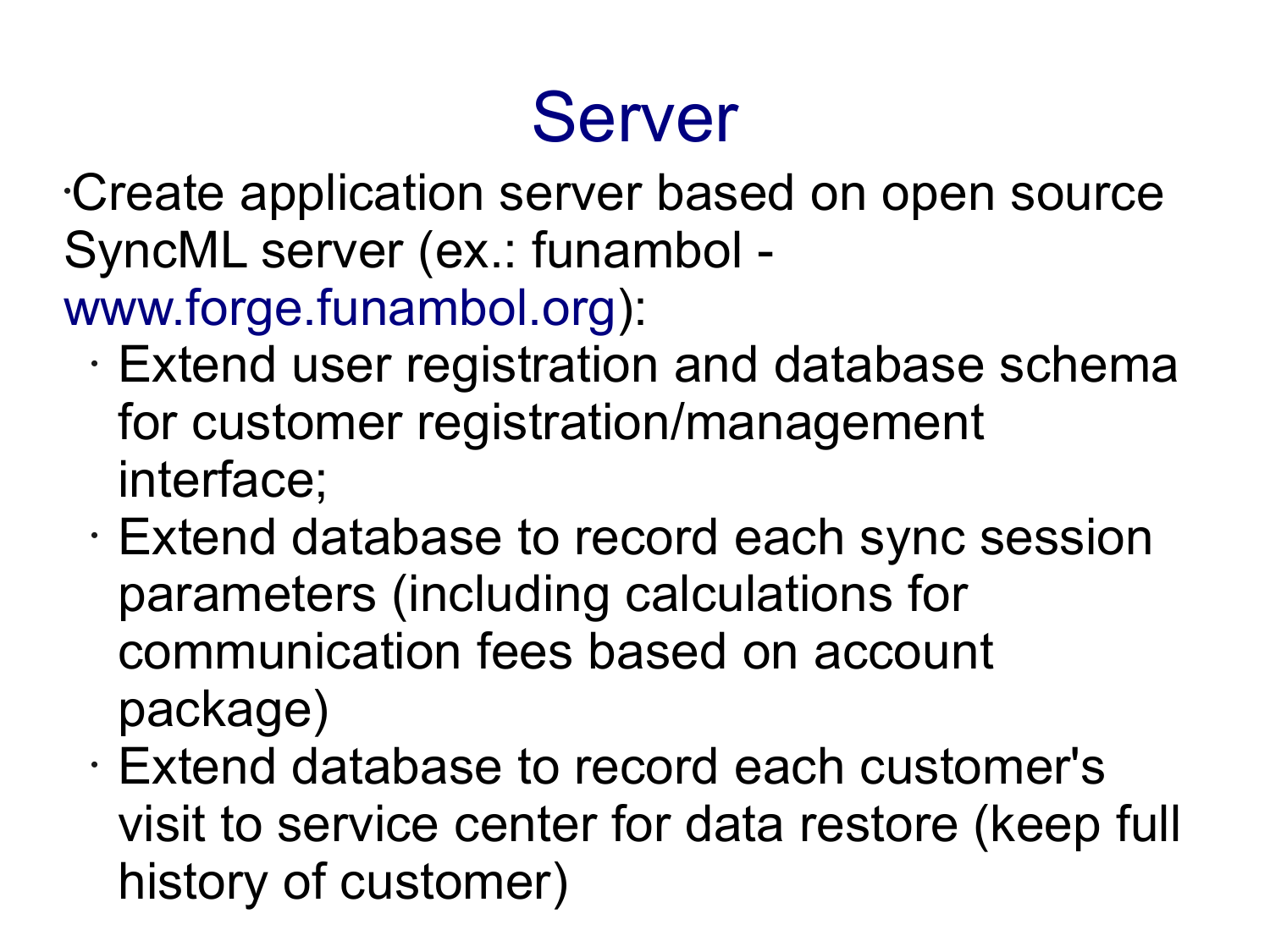# Server

- Create application server based on open source SyncML server (ex.: funambol - www.forge.funambol.org):
  - Extend user registration and database schema for customer registration/management interface;
  - Extend database to record each sync session parameters (including calculations for communication fees based on account package)
  - Extend database to record each customer's visit to service center for data restore (keep full history of customer)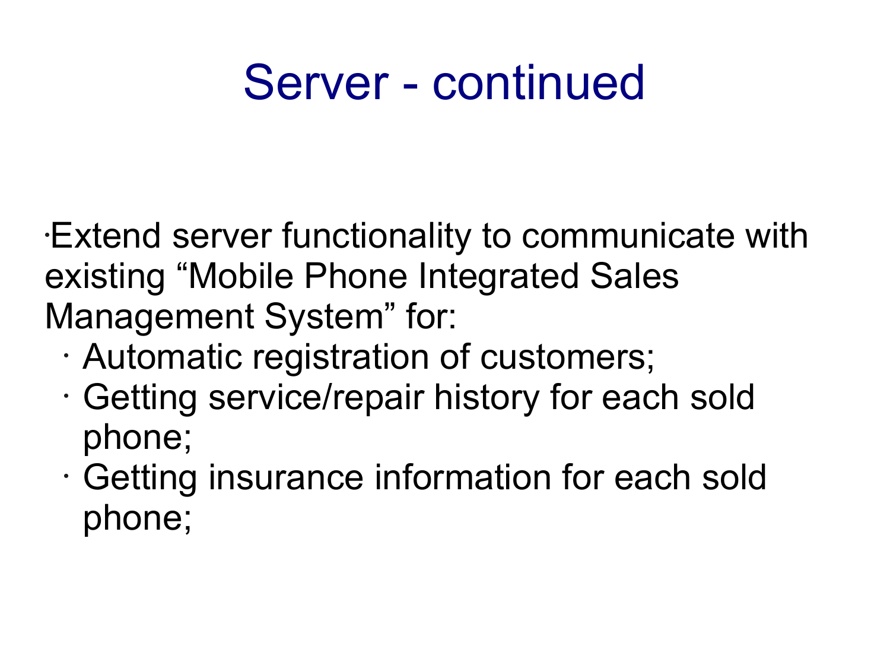# Server - continued

- Extend server functionality to communicate with existing “Mobile Phone Integrated Sales Management System” for:
  - Automatic registration of customers;
  - Getting service/repair history for each sold phone;
  - Getting insurance information for each sold phone;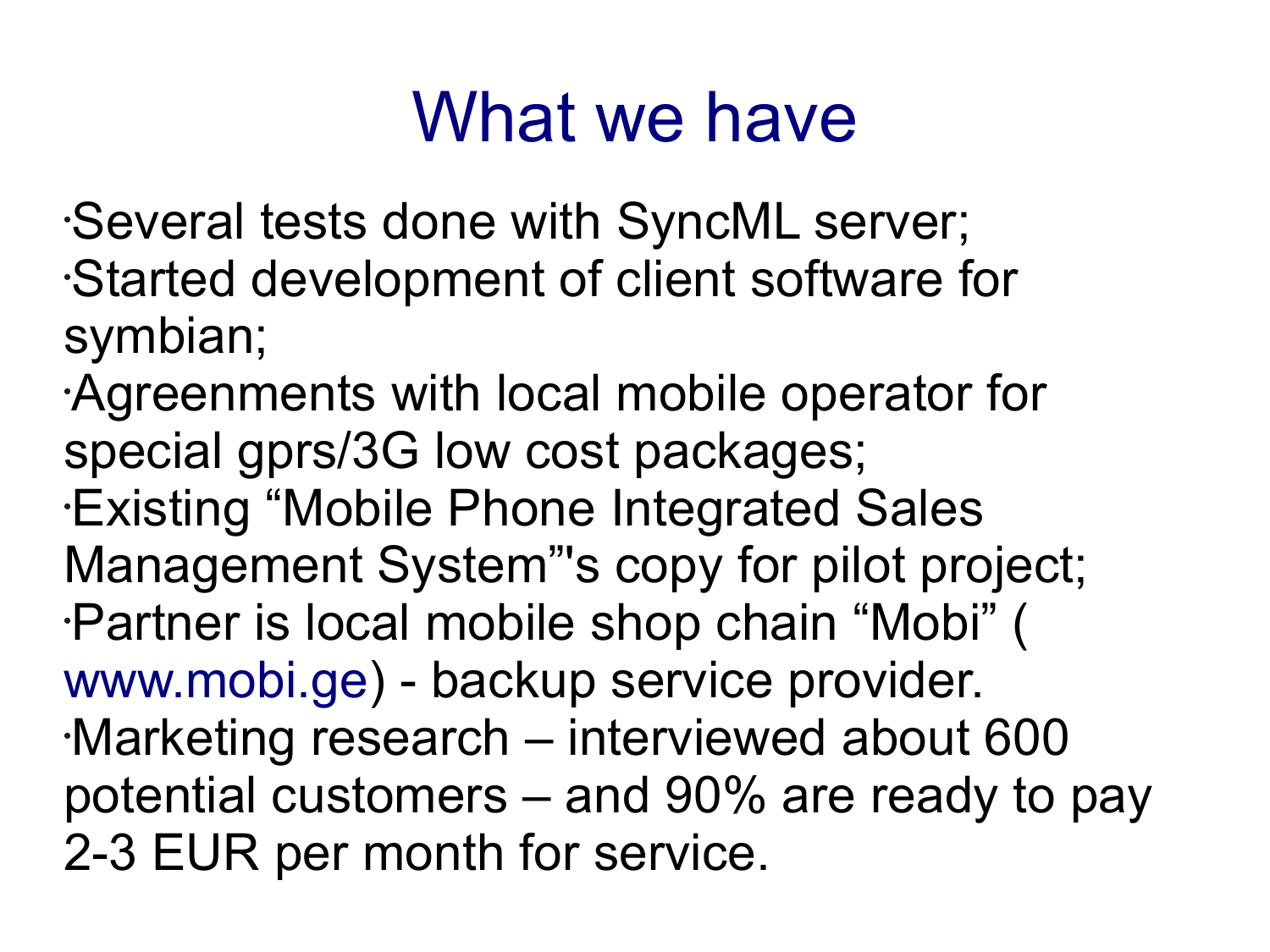# What we have

- Several tests done with SyncML server;
- Started development of client software for symbian;
- Agreenments with local mobile operator for special gprs/3G low cost packages;
- Existing “Mobile Phone Integrated Sales Management System”'s copy for pilot project;
- Partner is local mobile shop chain “Mobi” ( www.mobi.ge) - backup service provider.
- Marketing research – interviewed about 600 potential customers – and 90% are ready to pay 2-3 EUR per month for service.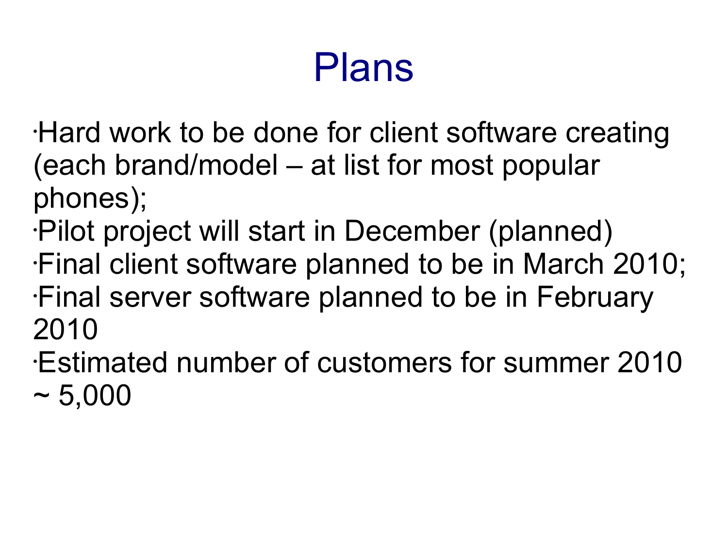# Plans

- Hard work to be done for client software creating (each brand/model – at list for most popular phones);
- Pilot project will start in December (planned)
- Final client software planned to be in March 2010;
- Final server software planned to be in February 2010
- Estimated number of customers for summer 2010 ~ 5,000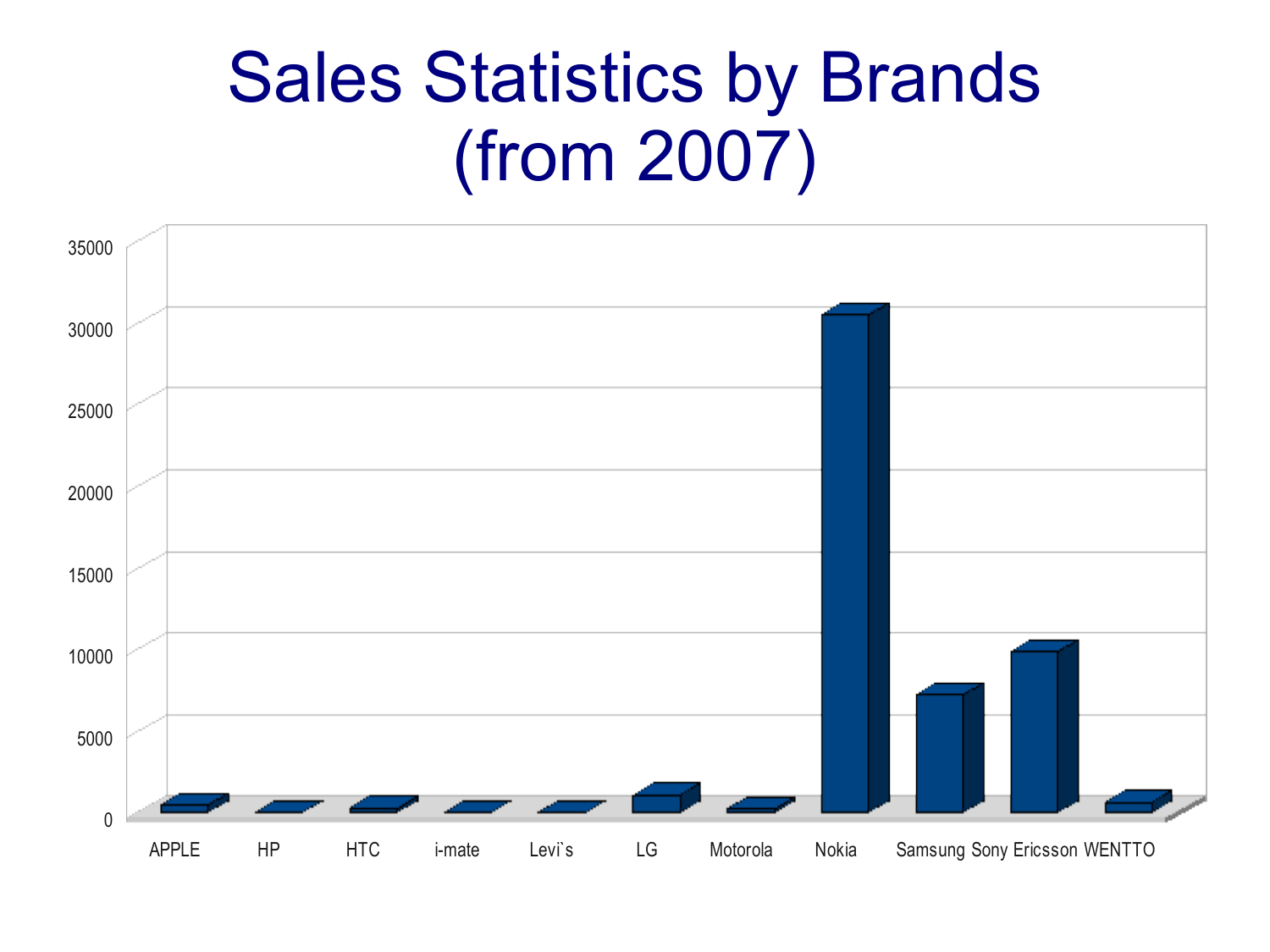# Sales Statistics by Brands (from 2007)

35000
30000
25000
20000
15000
10000
5000
0

APPLE HP HTC i-mate Levi`s LG Motorola Nokia Samsung Sony Ericsson WENTTO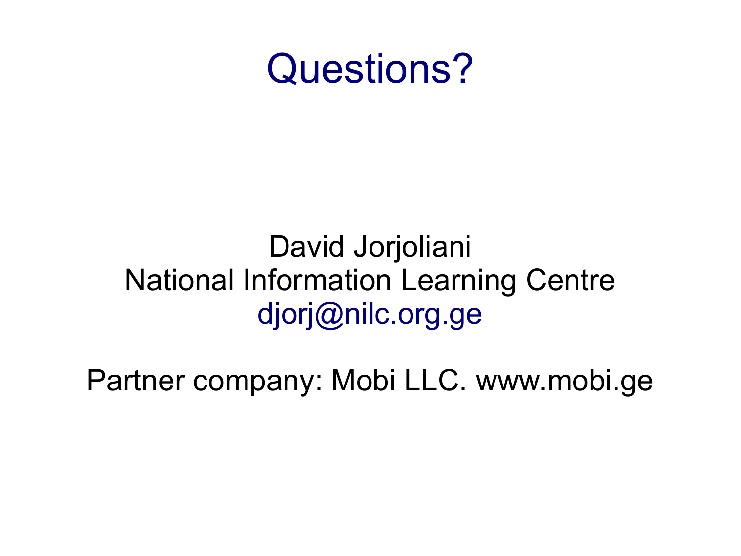# Questions?

David Jorjoliani
National Information Learning Centre
djorj@nilc.org.ge

Partner company: Mobi LLC. www.mobi.ge